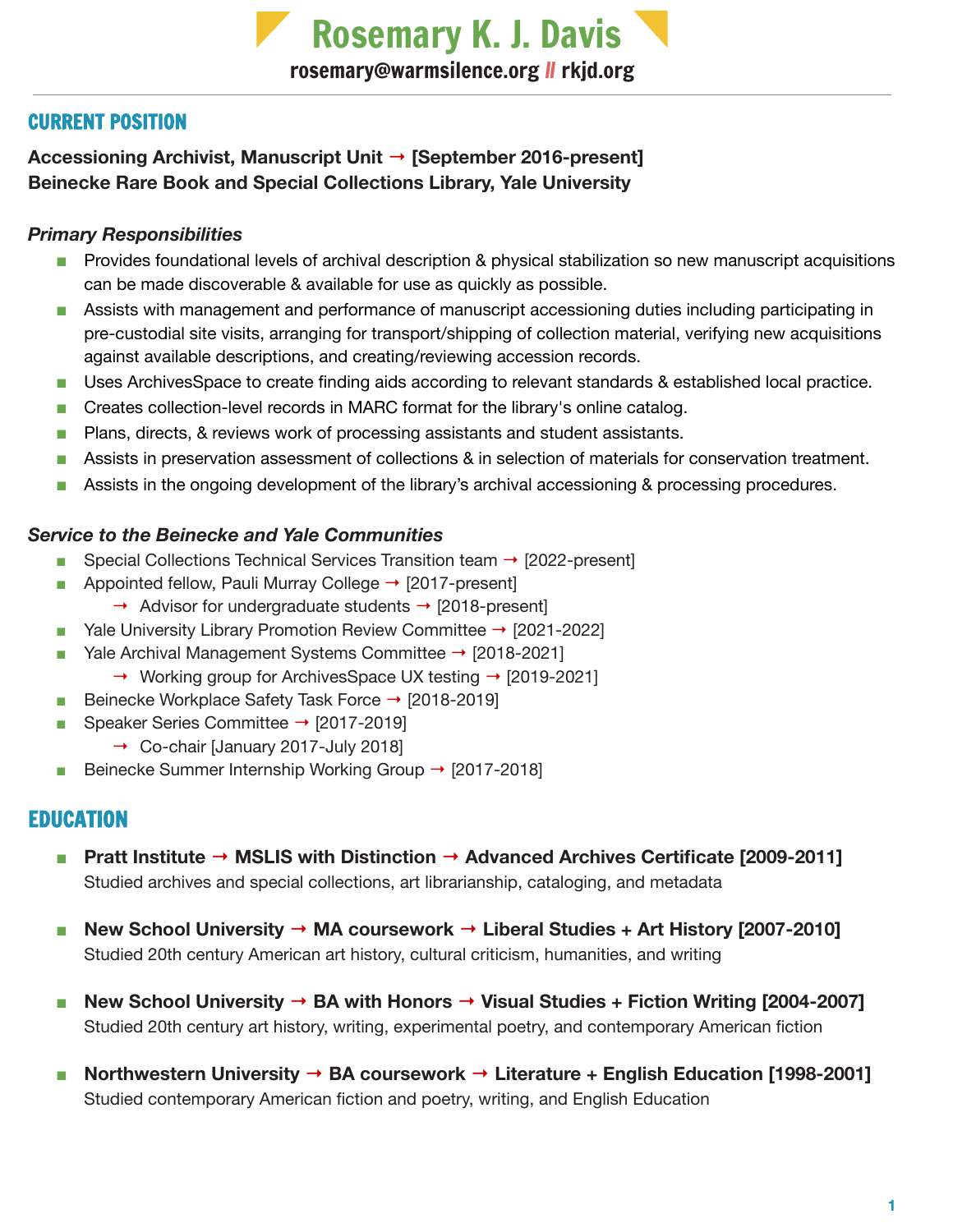# Rosemary K. J. Davis

**rosemary@warmsilence.org // rkjd.org**

---

## CURRENT POSITION

**Accessioning Archivist, Manuscript Unit → [September 2016-present]**
**Beinecke Rare Book and Special Collections Library, Yale University**

### *Primary Responsibilities*

- Provides foundational levels of archival description & physical stabilization so new manuscript acquisitions can be made discoverable & available for use as quickly as possible.
- Assists with management and performance of manuscript accessioning duties including participating in pre-custodial site visits, arranging for transport/shipping of collection material, verifying new acquisitions against available descriptions, and creating/reviewing accession records.
- Uses ArchivesSpace to create finding aids according to relevant standards & established local practice.
- Creates collection-level records in MARC format for the library's online catalog.
- Plans, directs, & reviews work of processing assistants and student assistants.
- Assists in preservation assessment of collections & in selection of materials for conservation treatment.
- Assists in the ongoing development of the library's archival accessioning & processing procedures.

### *Service to the Beinecke and Yale Communities*

- Special Collections Technical Services Transition team → [2022-present]
- Appointed fellow, Pauli Murray College → [2017-present]
  - → Advisor for undergraduate students → [2018-present]
- Yale University Library Promotion Review Committee → [2021-2022]
- Yale Archival Management Systems Committee → [2018-2021]
  - → Working group for ArchivesSpace UX testing → [2019-2021]
- Beinecke Workplace Safety Task Force → [2018-2019]
- Speaker Series Committee → [2017-2019]
  - → Co-chair [January 2017-July 2018]
- Beinecke Summer Internship Working Group → [2017-2018]

## EDUCATION

- **Pratt Institute → MSLIS with Distinction → Advanced Archives Certificate [2009-2011]**
  Studied archives and special collections, art librarianship, cataloging, and metadata

- **New School University → MA coursework → Liberal Studies + Art History [2007-2010]**
  Studied 20th century American art history, cultural criticism, humanities, and writing

- **New School University → BA with Honors → Visual Studies + Fiction Writing [2004-2007]**
  Studied 20th century art history, writing, experimental poetry, and contemporary American fiction

- **Northwestern University → BA coursework → Literature + English Education [1998-2001]**
  Studied contemporary American fiction and poetry, writing, and English Education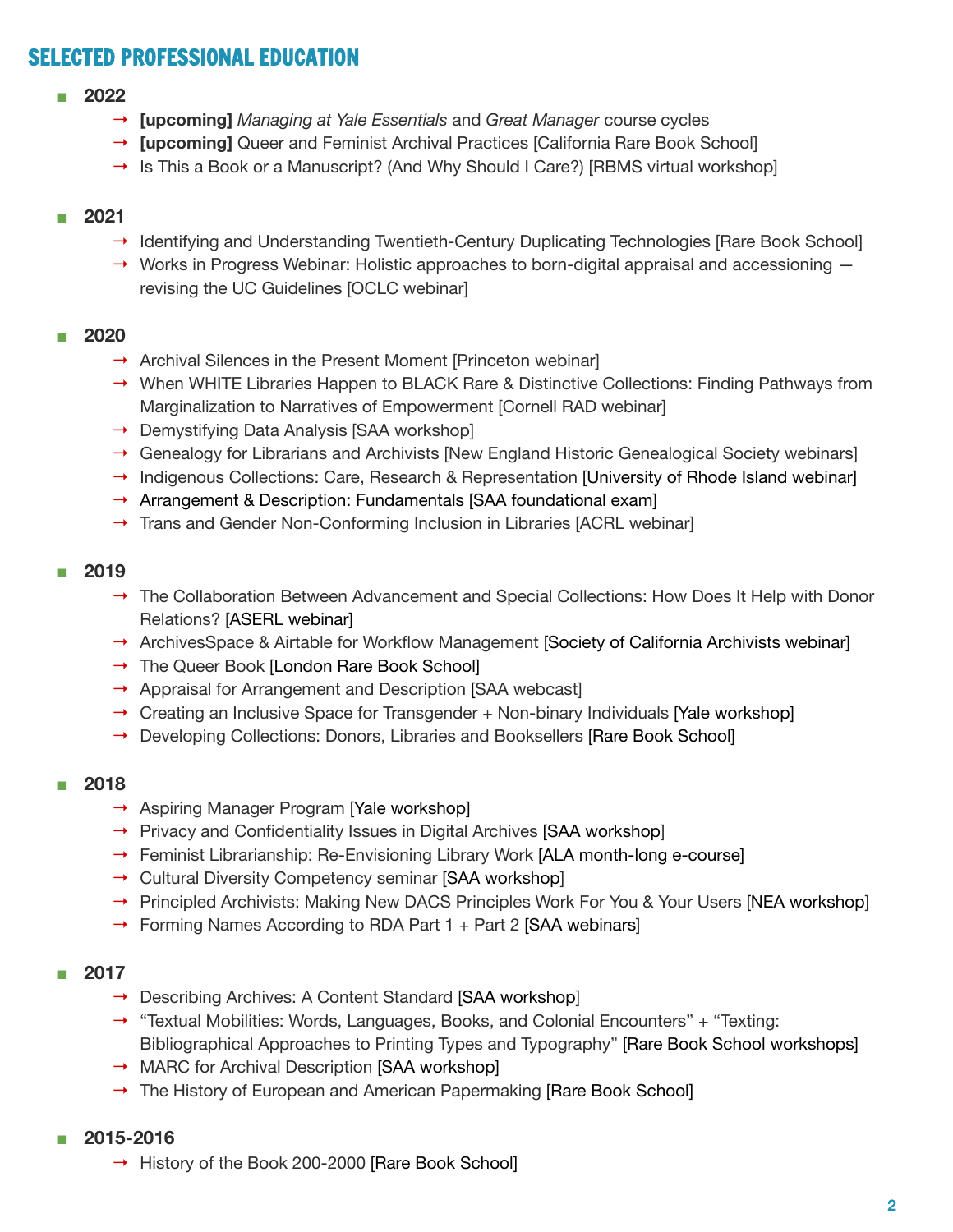## SELECTED PROFESSIONAL EDUCATION

- **2022**
  - → **[upcoming]** *Managing at Yale Essentials* and *Great Manager* course cycles
  - → **[upcoming]** Queer and Feminist Archival Practices [California Rare Book School]
  - → Is This a Book or a Manuscript? (And Why Should I Care?) [RBMS virtual workshop]

- **2021**
  - → Identifying and Understanding Twentieth-Century Duplicating Technologies [Rare Book School]
  - → Works in Progress Webinar: Holistic approaches to born-digital appraisal and accessioning — revising the UC Guidelines [OCLC webinar]

- **2020**
  - → Archival Silences in the Present Moment [Princeton webinar]
  - → When WHITE Libraries Happen to BLACK Rare & Distinctive Collections: Finding Pathways from Marginalization to Narratives of Empowerment [Cornell RAD webinar]
  - → Demystifying Data Analysis [SAA workshop]
  - → Genealogy for Librarians and Archivists [New England Historic Genealogical Society webinars]
  - → Indigenous Collections: Care, Research & Representation [University of Rhode Island webinar]
  - → Arrangement & Description: Fundamentals [SAA foundational exam]
  - → Trans and Gender Non-Conforming Inclusion in Libraries [ACRL webinar]

- **2019**
  - → The Collaboration Between Advancement and Special Collections: How Does It Help with Donor Relations? [ASERL webinar]
  - → ArchivesSpace & Airtable for Workflow Management [Society of California Archivists webinar]
  - → The Queer Book [London Rare Book School]
  - → Appraisal for Arrangement and Description [SAA webcast]
  - → Creating an Inclusive Space for Transgender + Non-binary Individuals [Yale workshop]
  - → Developing Collections: Donors, Libraries and Booksellers [Rare Book School]

- **2018**
  - → Aspiring Manager Program [Yale workshop]
  - → Privacy and Confidentiality Issues in Digital Archives [SAA workshop]
  - → Feminist Librarianship: Re-Envisioning Library Work [ALA month-long e-course]
  - → Cultural Diversity Competency seminar [SAA workshop]
  - → Principled Archivists: Making New DACS Principles Work For You & Your Users [NEA workshop]
  - → Forming Names According to RDA Part 1 + Part 2 [SAA webinars]

- **2017**
  - → Describing Archives: A Content Standard [SAA workshop]
  - → "Textual Mobilities: Words, Languages, Books, and Colonial Encounters" + "Texting: Bibliographical Approaches to Printing Types and Typography" [Rare Book School workshops]
  - → MARC for Archival Description [SAA workshop]
  - → The History of European and American Papermaking [Rare Book School]

- **2015-2016**
  - → History of the Book 200-2000 [Rare Book School]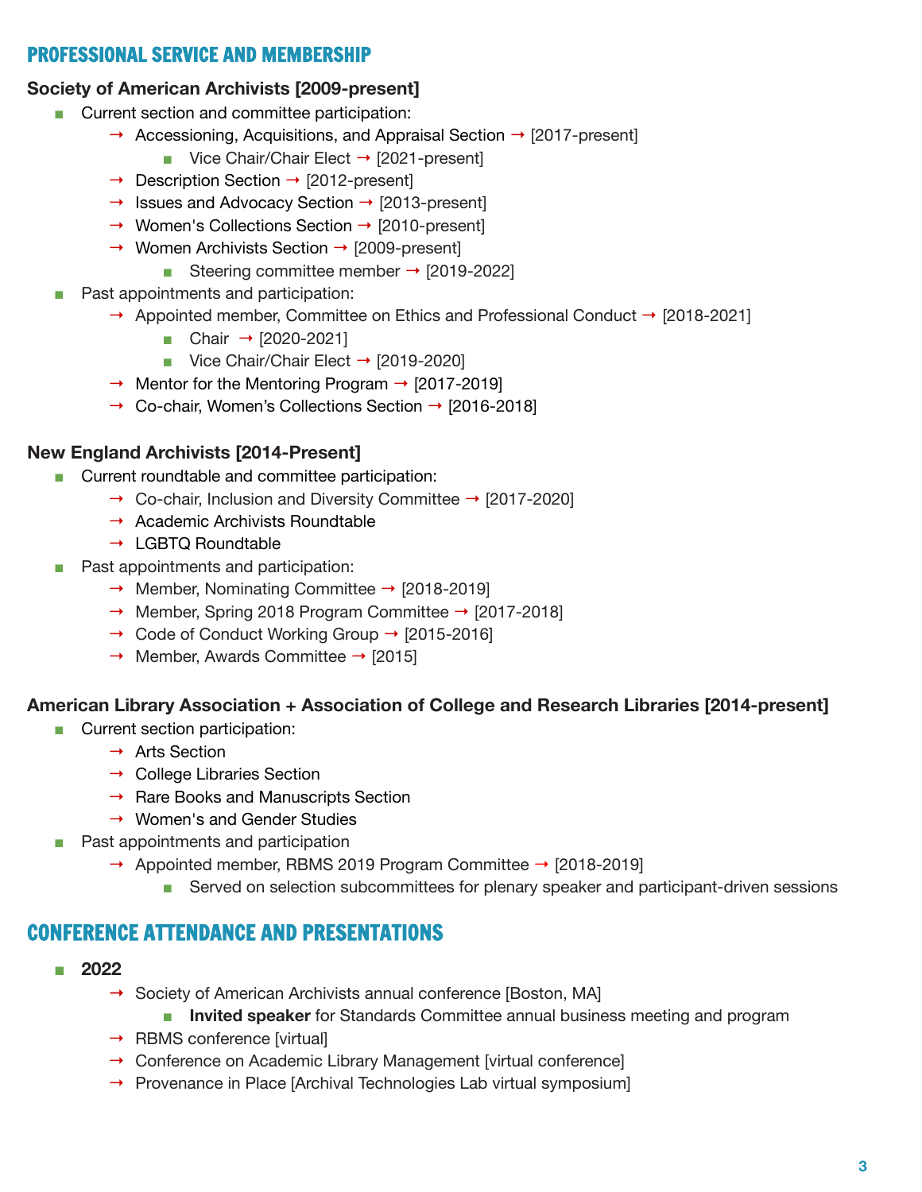## PROFESSIONAL SERVICE AND MEMBERSHIP

**Society of American Archivists [2009-present]**

- Current section and committee participation:
  - → Accessioning, Acquisitions, and Appraisal Section → [2017-present]
    - Vice Chair/Chair Elect → [2021-present]
  - → Description Section → [2012-present]
  - → Issues and Advocacy Section → [2013-present]
  - → Women's Collections Section → [2010-present]
  - → Women Archivists Section → [2009-present]
    - Steering committee member → [2019-2022]
- Past appointments and participation:
  - → Appointed member, Committee on Ethics and Professional Conduct → [2018-2021]
    - Chair → [2020-2021]
    - Vice Chair/Chair Elect → [2019-2020]
  - → Mentor for the Mentoring Program → [2017-2019]
  - → Co-chair, Women's Collections Section → [2016-2018]

**New England Archivists [2014-Present]**

- Current roundtable and committee participation:
  - → Co-chair, Inclusion and Diversity Committee → [2017-2020]
  - → Academic Archivists Roundtable
  - → LGBTQ Roundtable
- Past appointments and participation:
  - → Member, Nominating Committee → [2018-2019]
  - → Member, Spring 2018 Program Committee → [2017-2018]
  - → Code of Conduct Working Group → [2015-2016]
  - → Member, Awards Committee → [2015]

**American Library Association + Association of College and Research Libraries [2014-present]**

- Current section participation:
  - → Arts Section
  - → College Libraries Section
  - → Rare Books and Manuscripts Section
  - → Women's and Gender Studies
- Past appointments and participation
  - → Appointed member, RBMS 2019 Program Committee → [2018-2019]
    - Served on selection subcommittees for plenary speaker and participant-driven sessions

## CONFERENCE ATTENDANCE AND PRESENTATIONS

- **2022**
  - → Society of American Archivists annual conference [Boston, MA]
    - **Invited speaker** for Standards Committee annual business meeting and program
  - → RBMS conference [virtual]
  - → Conference on Academic Library Management [virtual conference]
  - → Provenance in Place [Archival Technologies Lab virtual symposium]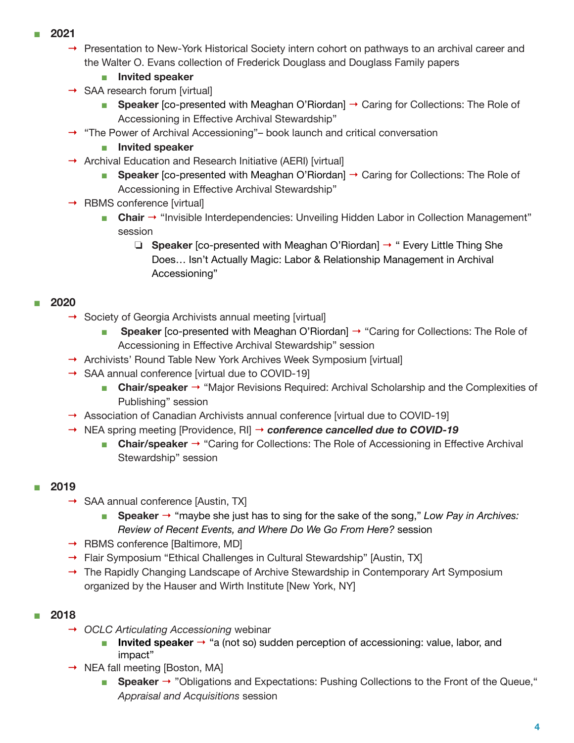- **2021**
  - → Presentation to New-York Historical Society intern cohort on pathways to an archival career and the Walter O. Evans collection of Frederick Douglass and Douglass Family papers
    - **Invited speaker**
  - → SAA research forum [virtual]
    - **Speaker** [co-presented with Meaghan O'Riordan] → Caring for Collections: The Role of Accessioning in Effective Archival Stewardship"
  - → "The Power of Archival Accessioning"– book launch and critical conversation
    - **Invited speaker**
  - → Archival Education and Research Initiative (AERI) [virtual]
    - **Speaker** [co-presented with Meaghan O'Riordan] → Caring for Collections: The Role of Accessioning in Effective Archival Stewardship"
  - → RBMS conference [virtual]
    - **Chair** → "Invisible Interdependencies: Unveiling Hidden Labor in Collection Management" session
      - **Speaker** [co-presented with Meaghan O'Riordan] → " Every Little Thing She Does… Isn't Actually Magic: Labor & Relationship Management in Archival Accessioning"

- **2020**
  - → Society of Georgia Archivists annual meeting [virtual]
    - **Speaker** [co-presented with Meaghan O'Riordan] → "Caring for Collections: The Role of Accessioning in Effective Archival Stewardship" session
  - → Archivists' Round Table New York Archives Week Symposium [virtual]
  - → SAA annual conference [virtual due to COVID-19]
    - **Chair/speaker** → "Major Revisions Required: Archival Scholarship and the Complexities of Publishing" session
  - → Association of Canadian Archivists annual conference [virtual due to COVID-19]
  - → NEA spring meeting [Providence, RI] → ***conference cancelled due to COVID-19***
    - **Chair/speaker** → "Caring for Collections: The Role of Accessioning in Effective Archival Stewardship" session

- **2019**
  - → SAA annual conference [Austin, TX]
    - **Speaker** → "maybe she just has to sing for the sake of the song," *Low Pay in Archives: Review of Recent Events, and Where Do We Go From Here?* session
  - → RBMS conference [Baltimore, MD]
  - → Flair Symposium "Ethical Challenges in Cultural Stewardship" [Austin, TX]
  - → The Rapidly Changing Landscape of Archive Stewardship in Contemporary Art Symposium organized by the Hauser and Wirth Institute [New York, NY]

- **2018**
  - → *OCLC Articulating Accessioning* webinar
    - **Invited speaker** → "a (not so) sudden perception of accessioning: value, labor, and impact"
  - → NEA fall meeting [Boston, MA]
    - **Speaker** → "Obligations and Expectations: Pushing Collections to the Front of the Queue," *Appraisal and Acquisitions* session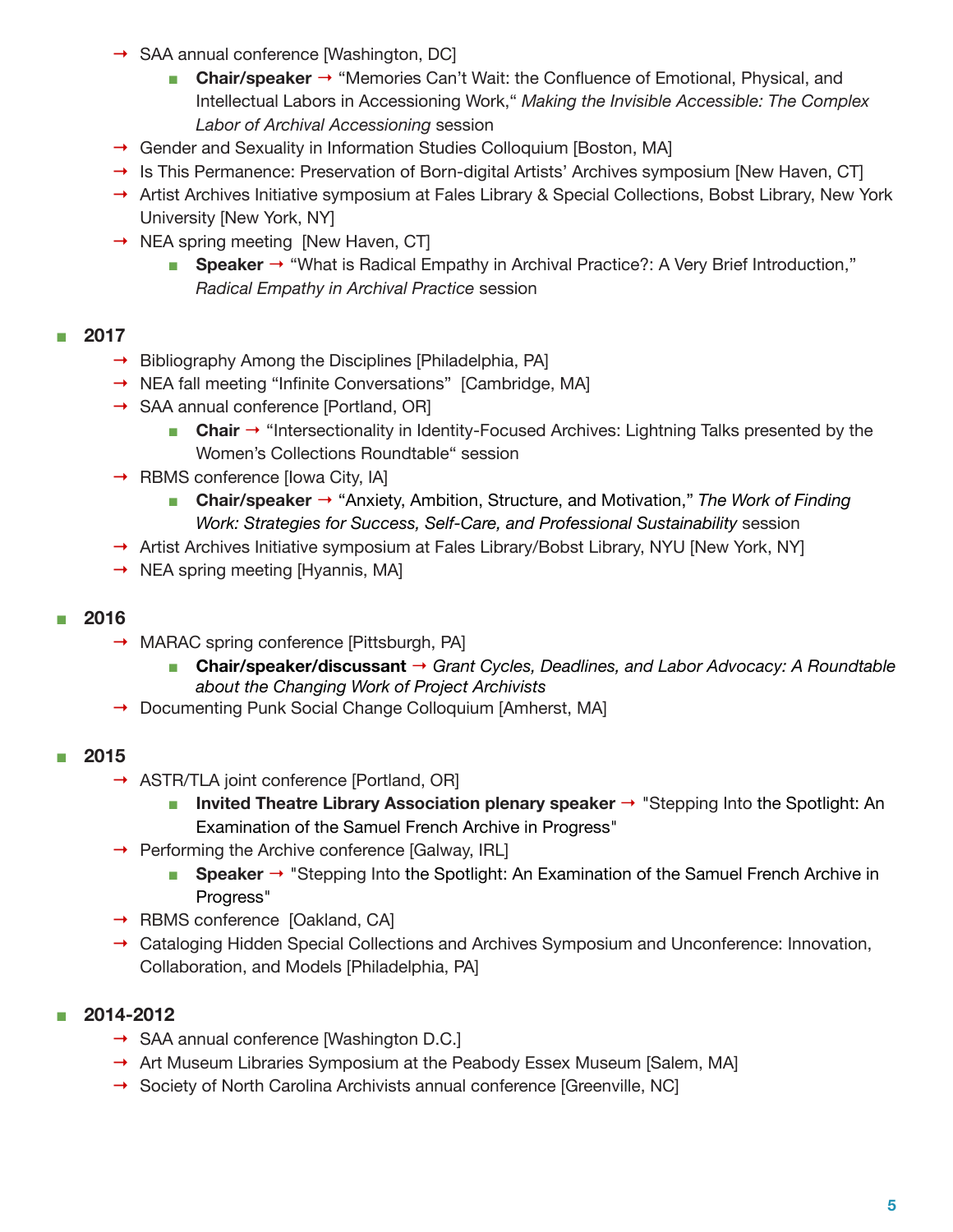- SAA annual conference [Washington, DC]
    - **Chair/speaker** → "Memories Can't Wait: the Confluence of Emotional, Physical, and Intellectual Labors in Accessioning Work," *Making the Invisible Accessible: The Complex Labor of Archival Accessioning* session
- Gender and Sexuality in Information Studies Colloquium [Boston, MA]
- Is This Permanence: Preservation of Born-digital Artists' Archives symposium [New Haven, CT]
- Artist Archives Initiative symposium at Fales Library & Special Collections, Bobst Library, New York University [New York, NY]
- NEA spring meeting [New Haven, CT]
    - **Speaker** → "What is Radical Empathy in Archival Practice?: A Very Brief Introduction," *Radical Empathy in Archival Practice* session

- **2017**
    - Bibliography Among the Disciplines [Philadelphia, PA]
    - NEA fall meeting "Infinite Conversations" [Cambridge, MA]
    - SAA annual conference [Portland, OR]
        - **Chair** → "Intersectionality in Identity-Focused Archives: Lightning Talks presented by the Women's Collections Roundtable" session
    - RBMS conference [Iowa City, IA]
        - **Chair/speaker** → "Anxiety, Ambition, Structure, and Motivation," *The Work of Finding Work: Strategies for Success, Self-Care, and Professional Sustainability* session
    - Artist Archives Initiative symposium at Fales Library/Bobst Library, NYU [New York, NY]
    - NEA spring meeting [Hyannis, MA]

- **2016**
    - MARAC spring conference [Pittsburgh, PA]
        - **Chair/speaker/discussant** → *Grant Cycles, Deadlines, and Labor Advocacy: A Roundtable about the Changing Work of Project Archivists*
    - Documenting Punk Social Change Colloquium [Amherst, MA]

- **2015**
    - ASTR/TLA joint conference [Portland, OR]
        - **Invited Theatre Library Association plenary speaker** → "Stepping Into the Spotlight: An Examination of the Samuel French Archive in Progress"
    - Performing the Archive conference [Galway, IRL]
        - **Speaker** → "Stepping Into the Spotlight: An Examination of the Samuel French Archive in Progress"
    - RBMS conference [Oakland, CA]
    - Cataloging Hidden Special Collections and Archives Symposium and Unconference: Innovation, Collaboration, and Models [Philadelphia, PA]

- **2014-2012**
    - SAA annual conference [Washington D.C.]
    - Art Museum Libraries Symposium at the Peabody Essex Museum [Salem, MA]
    - Society of North Carolina Archivists annual conference [Greenville, NC]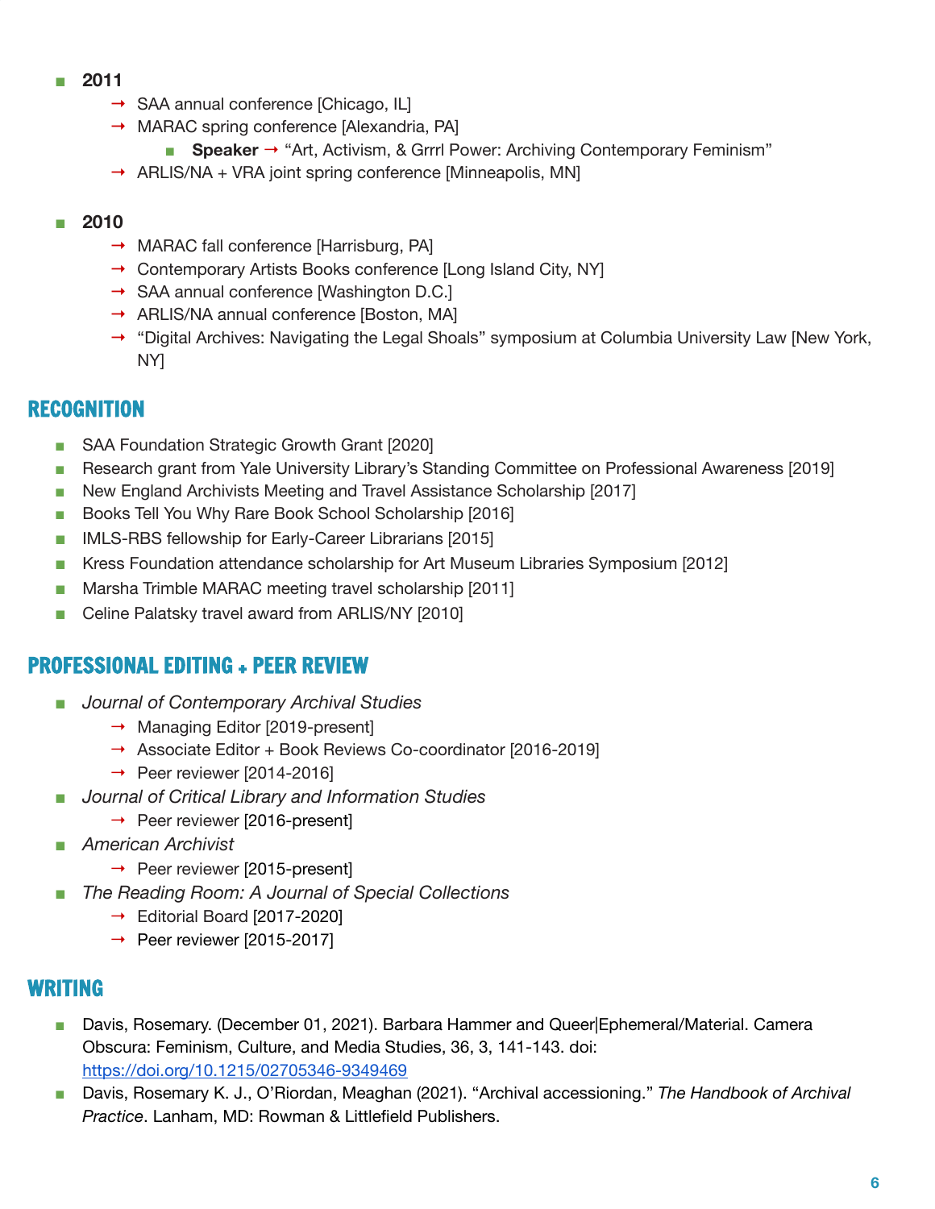- **2011**
    - → SAA annual conference [Chicago, IL]
    - → MARAC spring conference [Alexandria, PA]
        - **Speaker** → "Art, Activism, & Grrrl Power: Archiving Contemporary Feminism"
    - → ARLIS/NA + VRA joint spring conference [Minneapolis, MN]

- **2010**
    - → MARAC fall conference [Harrisburg, PA]
    - → Contemporary Artists Books conference [Long Island City, NY]
    - → SAA annual conference [Washington D.C.]
    - → ARLIS/NA annual conference [Boston, MA]
    - → "Digital Archives: Navigating the Legal Shoals" symposium at Columbia University Law [New York, NY]

## RECOGNITION

- SAA Foundation Strategic Growth Grant [2020]
- Research grant from Yale University Library's Standing Committee on Professional Awareness [2019]
- New England Archivists Meeting and Travel Assistance Scholarship [2017]
- Books Tell You Why Rare Book School Scholarship [2016]
- IMLS-RBS fellowship for Early-Career Librarians [2015]
- Kress Foundation attendance scholarship for Art Museum Libraries Symposium [2012]
- Marsha Trimble MARAC meeting travel scholarship [2011]
- Celine Palatsky travel award from ARLIS/NY [2010]

## PROFESSIONAL EDITING + PEER REVIEW

- *Journal of Contemporary Archival Studies*
    - → Managing Editor [2019-present]
    - → Associate Editor + Book Reviews Co-coordinator [2016-2019]
    - → Peer reviewer [2014-2016]
- *Journal of Critical Library and Information Studies*
    - → Peer reviewer [2016-present]
- *American Archivist*
    - → Peer reviewer [2015-present]
- *The Reading Room: A Journal of Special Collections*
    - → Editorial Board [2017-2020]
    - → Peer reviewer [2015-2017]

## WRITING

- Davis, Rosemary. (December 01, 2021). Barbara Hammer and Queer|Ephemeral/Material. Camera Obscura: Feminism, Culture, and Media Studies, 36, 3, 141-143. doi: https://doi.org/10.1215/02705346-9349469
- Davis, Rosemary K. J., O'Riordan, Meaghan (2021). "Archival accessioning." *The Handbook of Archival Practice*. Lanham, MD: Rowman & Littlefield Publishers.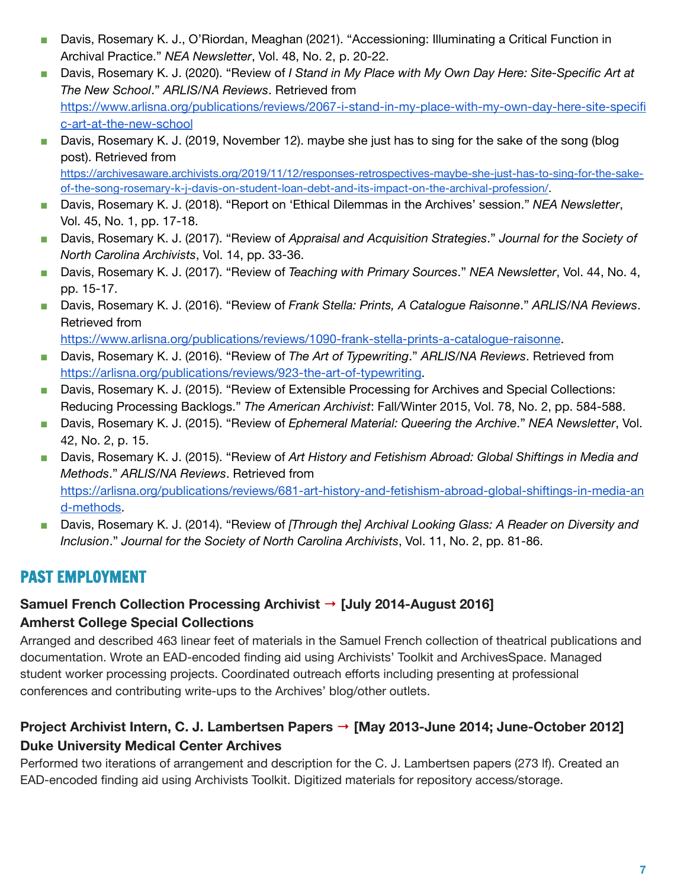- Davis, Rosemary K. J., O'Riordan, Meaghan (2021). "Accessioning: Illuminating a Critical Function in Archival Practice." *NEA Newsletter*, Vol. 48, No. 2, p. 20-22.
- Davis, Rosemary K. J. (2020). "Review of *I Stand in My Place with My Own Day Here: Site-Specific Art at The New School*." *ARLIS/NA Reviews*. Retrieved from [https://www.arlisna.org/publications/reviews/2067-i-stand-in-my-place-with-my-own-day-here-site-specific-art-at-the-new-school](https://www.arlisna.org/publications/reviews/2067-i-stand-in-my-place-with-my-own-day-here-site-specific-art-at-the-new-school)
- Davis, Rosemary K. J. (2019, November 12). maybe she just has to sing for the sake of the song (blog post). Retrieved from [https://archivesaware.archivists.org/2019/11/12/responses-retrospectives-maybe-she-just-has-to-sing-for-the-sake-of-the-song-rosemary-k-j-davis-on-student-loan-debt-and-its-impact-on-the-archival-profession/](https://archivesaware.archivists.org/2019/11/12/responses-retrospectives-maybe-she-just-has-to-sing-for-the-sake-of-the-song-rosemary-k-j-davis-on-student-loan-debt-and-its-impact-on-the-archival-profession/).
- Davis, Rosemary K. J. (2018). "Report on 'Ethical Dilemmas in the Archives' session." *NEA Newsletter*, Vol. 45, No. 1, pp. 17-18.
- Davis, Rosemary K. J. (2017). "Review of *Appraisal and Acquisition Strategies*." *Journal for the Society of North Carolina Archivists*, Vol. 14, pp. 33-36.
- Davis, Rosemary K. J. (2017). "Review of *Teaching with Primary Sources*." *NEA Newsletter*, Vol. 44, No. 4, pp. 15-17.
- Davis, Rosemary K. J. (2016). "Review of *Frank Stella: Prints, A Catalogue Raisonne*." *ARLIS/NA Reviews*. Retrieved from [https://www.arlisna.org/publications/reviews/1090-frank-stella-prints-a-catalogue-raisonne](https://www.arlisna.org/publications/reviews/1090-frank-stella-prints-a-catalogue-raisonne).
- Davis, Rosemary K. J. (2016). "Review of *The Art of Typewriting*." *ARLIS/NA Reviews*. Retrieved from [https://arlisna.org/publications/reviews/923-the-art-of-typewriting](https://arlisna.org/publications/reviews/923-the-art-of-typewriting).
- Davis, Rosemary K. J. (2015). "Review of Extensible Processing for Archives and Special Collections: Reducing Processing Backlogs." *The American Archivist*: Fall/Winter 2015, Vol. 78, No. 2, pp. 584-588.
- Davis, Rosemary K. J. (2015). "Review of *Ephemeral Material: Queering the Archive*." *NEA Newsletter*, Vol. 42, No. 2, p. 15.
- Davis, Rosemary K. J. (2015). "Review of *Art History and Fetishism Abroad: Global Shiftings in Media and Methods*." *ARLIS/NA Reviews*. Retrieved from [https://arlisna.org/publications/reviews/681-art-history-and-fetishism-abroad-global-shiftings-in-media-and-methods](https://arlisna.org/publications/reviews/681-art-history-and-fetishism-abroad-global-shiftings-in-media-and-methods).
- Davis, Rosemary K. J. (2014). "Review of *[Through the] Archival Looking Glass: A Reader on Diversity and Inclusion*." *Journal for the Society of North Carolina Archivists*, Vol. 11, No. 2, pp. 81-86.

## PAST EMPLOYMENT

**Samuel French Collection Processing Archivist → [July 2014-August 2016]**
**Amherst College Special Collections**

Arranged and described 463 linear feet of materials in the Samuel French collection of theatrical publications and documentation. Wrote an EAD-encoded finding aid using Archivists' Toolkit and ArchivesSpace. Managed student worker processing projects. Coordinated outreach efforts including presenting at professional conferences and contributing write-ups to the Archives' blog/other outlets.

**Project Archivist Intern, C. J. Lambertsen Papers → [May 2013-June 2014; June-October 2012]**
**Duke University Medical Center Archives**

Performed two iterations of arrangement and description for the C. J. Lambertsen papers (273 lf). Created an EAD-encoded finding aid using Archivists Toolkit. Digitized materials for repository access/storage.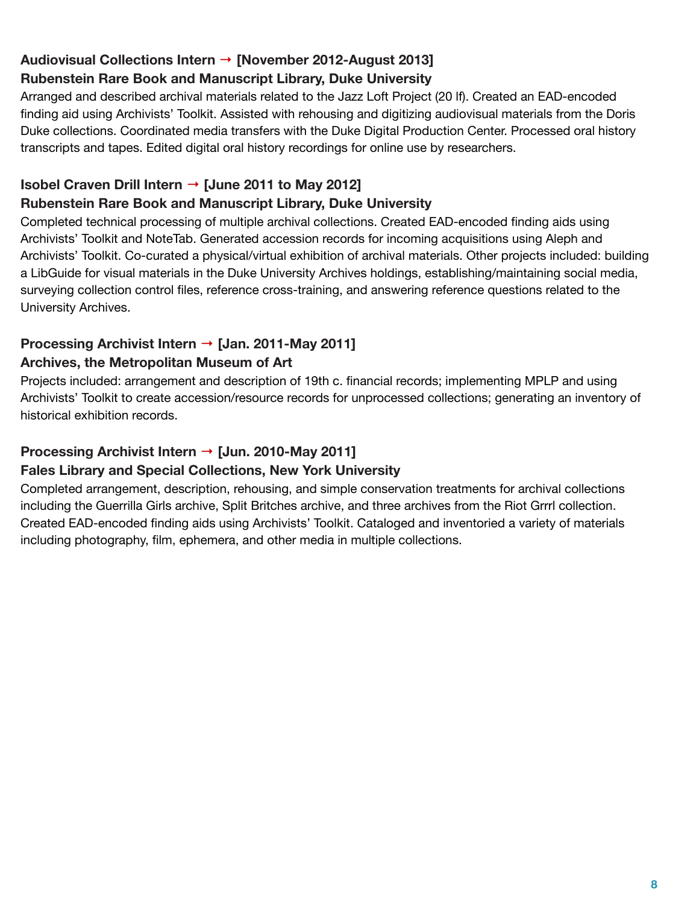**Audiovisual Collections Intern → [November 2012-August 2013]**
**Rubenstein Rare Book and Manuscript Library, Duke University**

Arranged and described archival materials related to the Jazz Loft Project (20 lf). Created an EAD-encoded finding aid using Archivists' Toolkit. Assisted with rehousing and digitizing audiovisual materials from the Doris Duke collections. Coordinated media transfers with the Duke Digital Production Center. Processed oral history transcripts and tapes. Edited digital oral history recordings for online use by researchers.

**Isobel Craven Drill Intern → [June 2011 to May 2012]**
**Rubenstein Rare Book and Manuscript Library, Duke University**

Completed technical processing of multiple archival collections. Created EAD-encoded finding aids using Archivists' Toolkit and NoteTab. Generated accession records for incoming acquisitions using Aleph and Archivists' Toolkit. Co-curated a physical/virtual exhibition of archival materials. Other projects included: building a LibGuide for visual materials in the Duke University Archives holdings, establishing/maintaining social media, surveying collection control files, reference cross-training, and answering reference questions related to the University Archives.

**Processing Archivist Intern → [Jan. 2011-May 2011]**
**Archives, the Metropolitan Museum of Art**

Projects included: arrangement and description of 19th c. financial records; implementing MPLP and using Archivists' Toolkit to create accession/resource records for unprocessed collections; generating an inventory of historical exhibition records.

**Processing Archivist Intern → [Jun. 2010-May 2011]**
**Fales Library and Special Collections, New York University**

Completed arrangement, description, rehousing, and simple conservation treatments for archival collections including the Guerrilla Girls archive, Split Britches archive, and three archives from the Riot Grrrl collection. Created EAD-encoded finding aids using Archivists' Toolkit. Cataloged and inventoried a variety of materials including photography, film, ephemera, and other media in multiple collections.